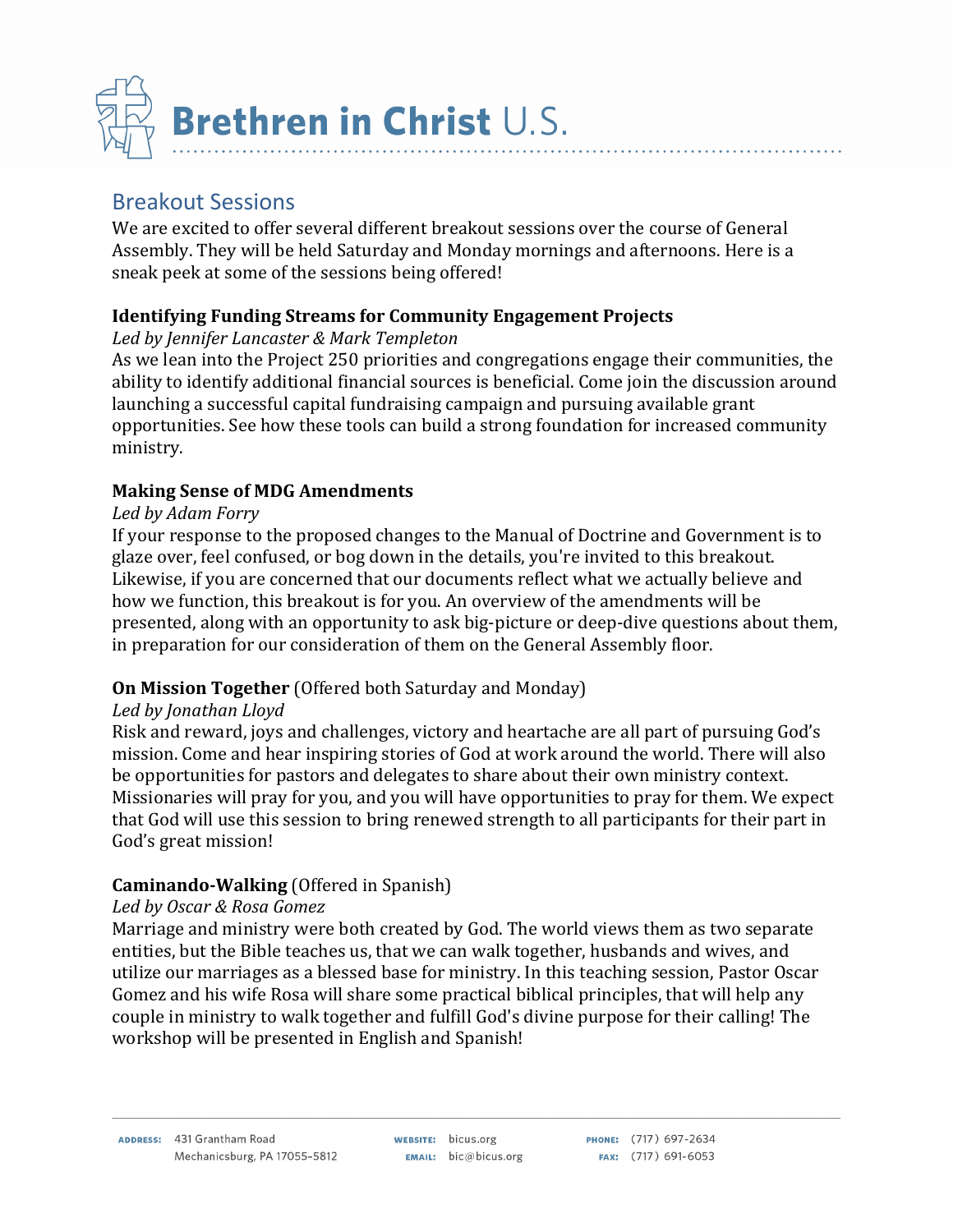# Brethren in Christ U.S.

## Breakout Sessions

We are excited to offer several different breakout sessions over the course of General Assembly. They will be held Saturday and Monday mornings and afternoons. Here is a sneak peek at some of the sessions being offered!

**Identifying Funding Streams for Community Engagement Projects**

*Led by Jennifer Lancaster & Mark Templeton*

As we lean into the Project 250 priorities and congregations engage their communities, the ability to identify additional financial sources is beneficial. Come join the discussion around launching a successful capital fundraising campaign and pursuing available grant opportunities. See how these tools can build a strong foundation for increased community ministry.

**Making Sense of MDG Amendments**

*Led by Adam Forry*

If your response to the proposed changes to the Manual of Doctrine and Government is to glaze over, feel confused, or bog down in the details, you're invited to this breakout. Likewise, if you are concerned that our documents reflect what we actually believe and how we function, this breakout is for you. An overview of the amendments will be presented, along with an opportunity to ask big-picture or deep-dive questions about them, in preparation for our consideration of them on the General Assembly floor.

**On Mission Together** (Offered both Saturday and Monday)

*Led by Jonathan Lloyd*

Risk and reward, joys and challenges, victory and heartache are all part of pursuing God's mission. Come and hear inspiring stories of God at work around the world. There will also be opportunities for pastors and delegates to share about their own ministry context. Missionaries will pray for you, and you will have opportunities to pray for them. We expect that God will use this session to bring renewed strength to all participants for their part in God's great mission!

**Caminando-Walking** (Offered in Spanish)

*Led by Oscar & Rosa Gomez*

Marriage and ministry were both created by God. The world views them as two separate entities, but the Bible teaches us, that we can walk together, husbands and wives, and utilize our marriages as a blessed base for ministry. In this teaching session, Pastor Oscar Gomez and his wife Rosa will share some practical biblical principles, that will help any couple in ministry to walk together and fulfill God's divine purpose for their calling! The workshop will be presented in English and Spanish!

**ADDRESS:** 431 Grantham Road Mechanicsburg, PA 17055-5812 **WEBSITE:** bicus.org **EMAIL:** bic@bicus.org **PHONE:** (717) 697-2634 **FAX:** (717) 691-6053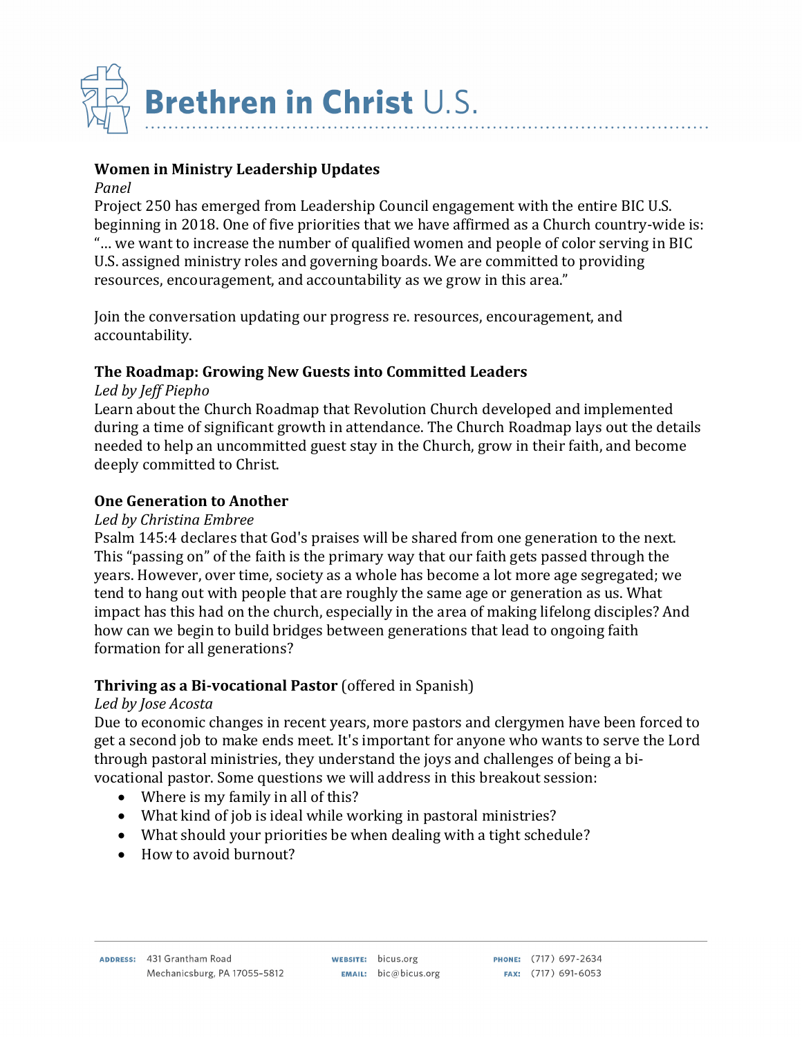**Women in Ministry Leadership Updates**

*Panel*

Project 250 has emerged from Leadership Council engagement with the entire BIC U.S. beginning in 2018. One of five priorities that we have affirmed as a Church country-wide is: "… we want to increase the number of qualified women and people of color serving in BIC U.S. assigned ministry roles and governing boards. We are committed to providing resources, encouragement, and accountability as we grow in this area."

Join the conversation updating our progress re. resources, encouragement, and accountability.

**The Roadmap: Growing New Guests into Committed Leaders**

*Led by Jeff Piepho*

Learn about the Church Roadmap that Revolution Church developed and implemented during a time of significant growth in attendance. The Church Roadmap lays out the details needed to help an uncommitted guest stay in the Church, grow in their faith, and become deeply committed to Christ.

**One Generation to Another**

*Led by Christina Embree*

Psalm 145:4 declares that God's praises will be shared from one generation to the next. This "passing on" of the faith is the primary way that our faith gets passed through the years. However, over time, society as a whole has become a lot more age segregated; we tend to hang out with people that are roughly the same age or generation as us. What impact has this had on the church, especially in the area of making lifelong disciples? And how can we begin to build bridges between generations that lead to ongoing faith formation for all generations?

**Thriving as a Bi-vocational Pastor** (offered in Spanish)

*Led by Jose Acosta*

Due to economic changes in recent years, more pastors and clergymen have been forced to get a second job to make ends meet. It's important for anyone who wants to serve the Lord through pastoral ministries, they understand the joys and challenges of being a bi-vocational pastor. Some questions we will address in this breakout session:

- Where is my family in all of this?
- What kind of job is ideal while working in pastoral ministries?
- What should your priorities be when dealing with a tight schedule?
- How to avoid burnout?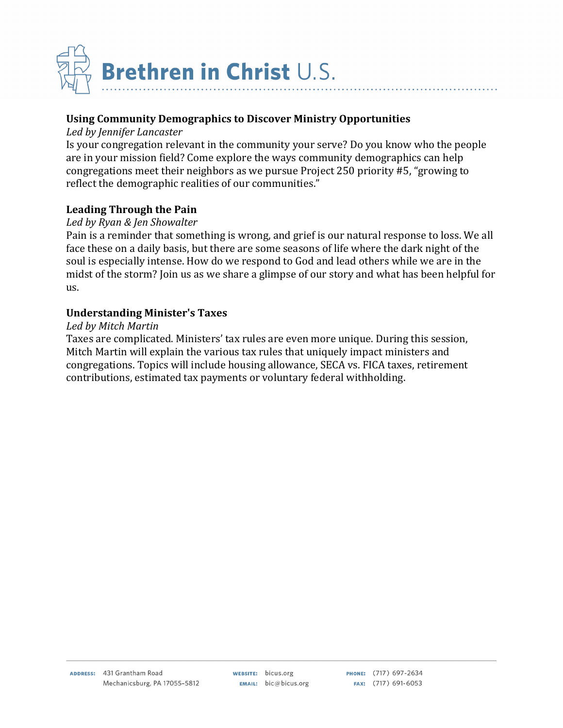### Using Community Demographics to Discover Ministry Opportunities

*Led by Jennifer Lancaster*

Is your congregation relevant in the community your serve? Do you know who the people are in your mission field? Come explore the ways community demographics can help congregations meet their neighbors as we pursue Project 250 priority #5, "growing to reflect the demographic realities of our communities."

### Leading Through the Pain

*Led by Ryan & Jen Showalter*

Pain is a reminder that something is wrong, and grief is our natural response to loss. We all face these on a daily basis, but there are some seasons of life where the dark night of the soul is especially intense. How do we respond to God and lead others while we are in the midst of the storm? Join us as we share a glimpse of our story and what has been helpful for us.

### Understanding Minister's Taxes

*Led by Mitch Martin*

Taxes are complicated. Ministers' tax rules are even more unique. During this session, Mitch Martin will explain the various tax rules that uniquely impact ministers and congregations. Topics will include housing allowance, SECA vs. FICA taxes, retirement contributions, estimated tax payments or voluntary federal withholding.